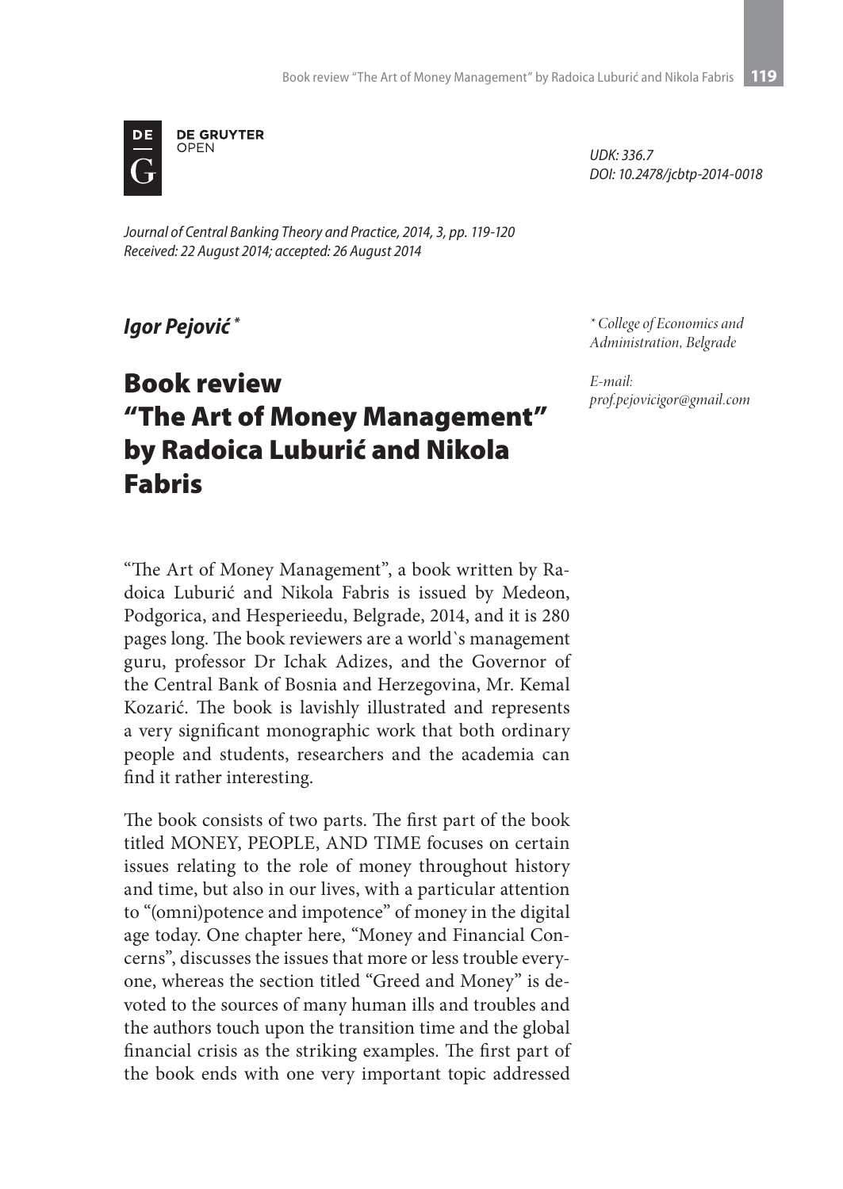DE GRUYTER OPEN

UDK: 336.7
DOI: 10.2478/jcbtp-2014-0018

*Journal of Central Banking Theory and Practice, 2014, 3, pp. 119-120*
*Received: 22 August 2014; accepted: 26 August 2014*

***Igor Pejović*** *

\* *College of Economics and Administration, Belgrade*

*E-mail: prof.pejovicigor@gmail.com*

# Book review "The Art of Money Management" by Radoica Luburić and Nikola Fabris

"The Art of Money Management", a book written by Radoica Luburić and Nikola Fabris is issued by Medeon, Podgorica, and Hesperieedu, Belgrade, 2014, and it is 280 pages long. The book reviewers are a world`s management guru, professor Dr Ichak Adizes, and the Governor of the Central Bank of Bosnia and Herzegovina, Mr. Kemal Kozarić. The book is lavishly illustrated and represents a very significant monographic work that both ordinary people and students, researchers and the academia can find it rather interesting.

The book consists of two parts. The first part of the book titled MONEY, PEOPLE, AND TIME focuses on certain issues relating to the role of money throughout history and time, but also in our lives, with a particular attention to "(omni)potence and impotence" of money in the digital age today. One chapter here, "Money and Financial Concerns", discusses the issues that more or less trouble everyone, whereas the section titled "Greed and Money" is devoted to the sources of many human ills and troubles and the authors touch upon the transition time and the global financial crisis as the striking examples. The first part of the book ends with one very important topic addressed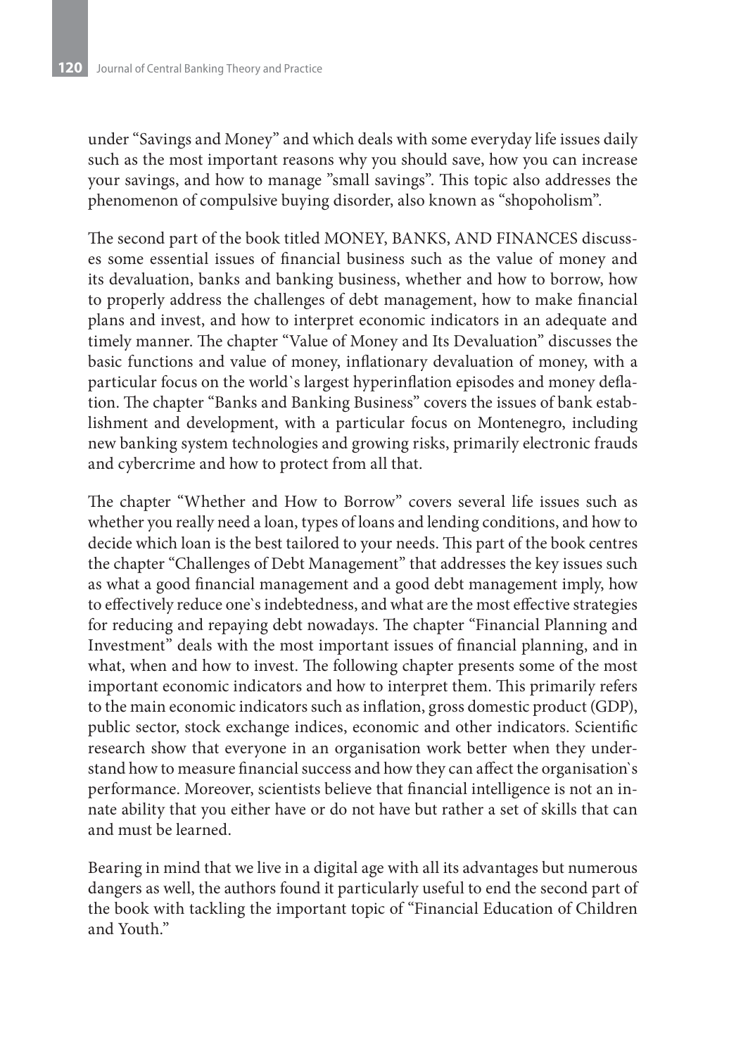under “Savings and Money” and which deals with some everyday life issues daily such as the most important reasons why you should save, how you can increase your savings, and how to manage ”small savings”. This topic also addresses the phenomenon of compulsive buying disorder, also known as “shopoholism”.

The second part of the book titled MONEY, BANKS, AND FINANCES discusses some essential issues of financial business such as the value of money and its devaluation, banks and banking business, whether and how to borrow, how to properly address the challenges of debt management, how to make financial plans and invest, and how to interpret economic indicators in an adequate and timely manner. The chapter “Value of Money and Its Devaluation” discusses the basic functions and value of money, inflationary devaluation of money, with a particular focus on the world`s largest hyperinflation episodes and money deflation. The chapter “Banks and Banking Business” covers the issues of bank establishment and development, with a particular focus on Montenegro, including new banking system technologies and growing risks, primarily electronic frauds and cybercrime and how to protect from all that.

The chapter “Whether and How to Borrow” covers several life issues such as whether you really need a loan, types of loans and lending conditions, and how to decide which loan is the best tailored to your needs. This part of the book centres the chapter “Challenges of Debt Management” that addresses the key issues such as what a good financial management and a good debt management imply, how to effectively reduce one`s indebtedness, and what are the most effective strategies for reducing and repaying debt nowadays. The chapter “Financial Planning and Investment” deals with the most important issues of financial planning, and in what, when and how to invest. The following chapter presents some of the most important economic indicators and how to interpret them. This primarily refers to the main economic indicators such as inflation, gross domestic product (GDP), public sector, stock exchange indices, economic and other indicators. Scientific research show that everyone in an organisation work better when they understand how to measure financial success and how they can affect the organisation`s performance. Moreover, scientists believe that financial intelligence is not an innate ability that you either have or do not have but rather a set of skills that can and must be learned.

Bearing in mind that we live in a digital age with all its advantages but numerous dangers as well, the authors found it particularly useful to end the second part of the book with tackling the important topic of “Financial Education of Children and Youth.”